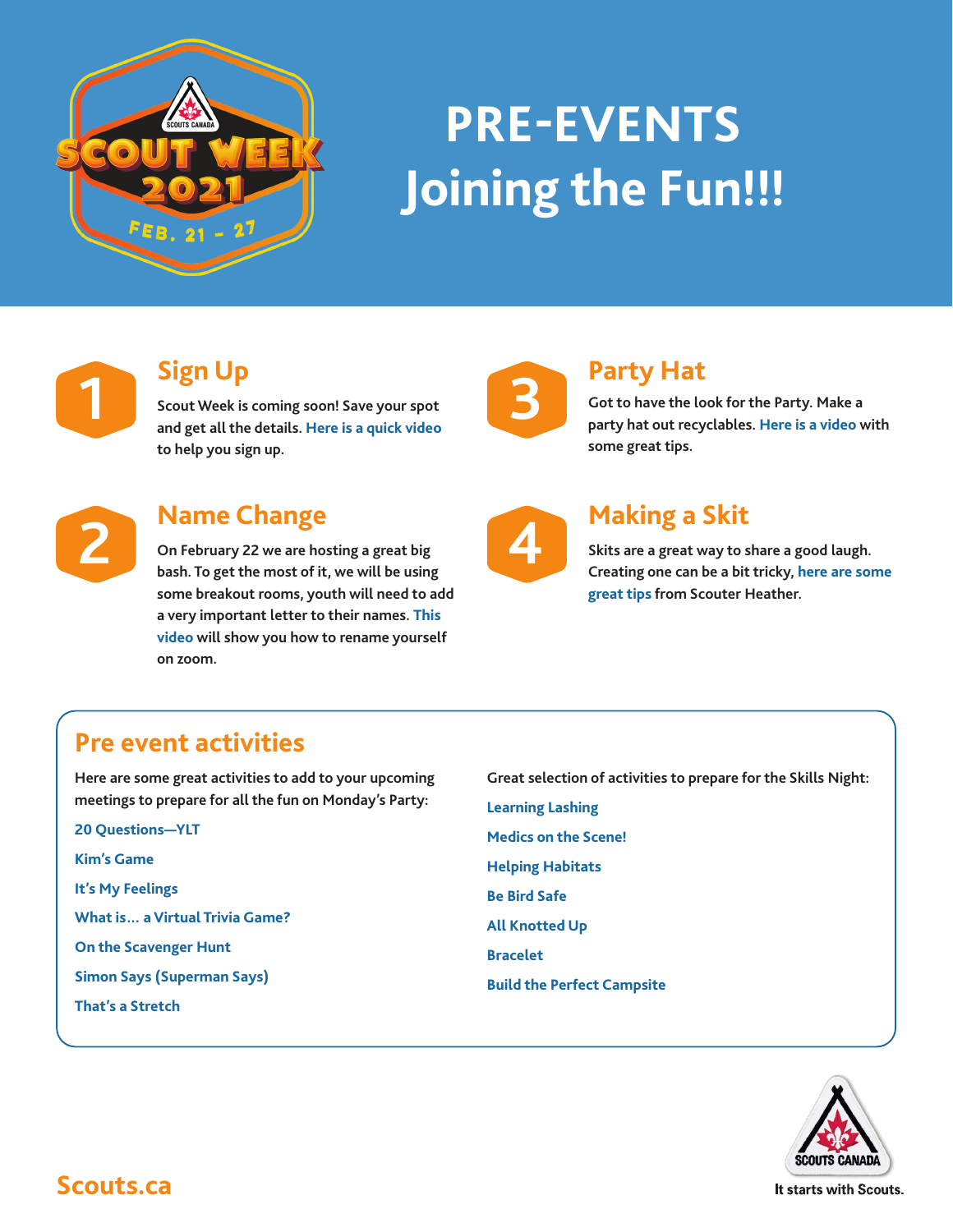SCOUTS CANADA

SCOUT WEEK 2021

FEB. 21 - 27

# PRE-EVENTS
# Joining the Fun!!!

## 1 Sign Up

Scout Week is coming soon! Save your spot and get all the details. Here is a quick video to help you sign up.

## 2 Name Change

On February 22 we are hosting a great big bash. To get the most of it, we will be using some breakout rooms, youth will need to add a very important letter to their names. This video will show you how to rename yourself on zoom.

## 3 Party Hat

Got to have the look for the Party. Make a party hat out recyclables. Here is a video with some great tips.

## 4 Making a Skit

Skits are a great way to share a good laugh. Creating one can be a bit tricky, here are some great tips from Scouter Heather.

## Pre event activities

Here are some great activities to add to your upcoming meetings to prepare for all the fun on Monday's Party:

- 20 Questions—YLT
- Kim's Game
- It's My Feelings
- What is… a Virtual Trivia Game?
- On the Scavenger Hunt
- Simon Says (Superman Says)
- That's a Stretch

Great selection of activities to prepare for the Skills Night:

- Learning Lashing
- Medics on the Scene!
- Helping Habitats
- Be Bird Safe
- All Knotted Up
- Bracelet
- Build the Perfect Campsite

Scouts.ca

SCOUTS CANADA

It starts with Scouts.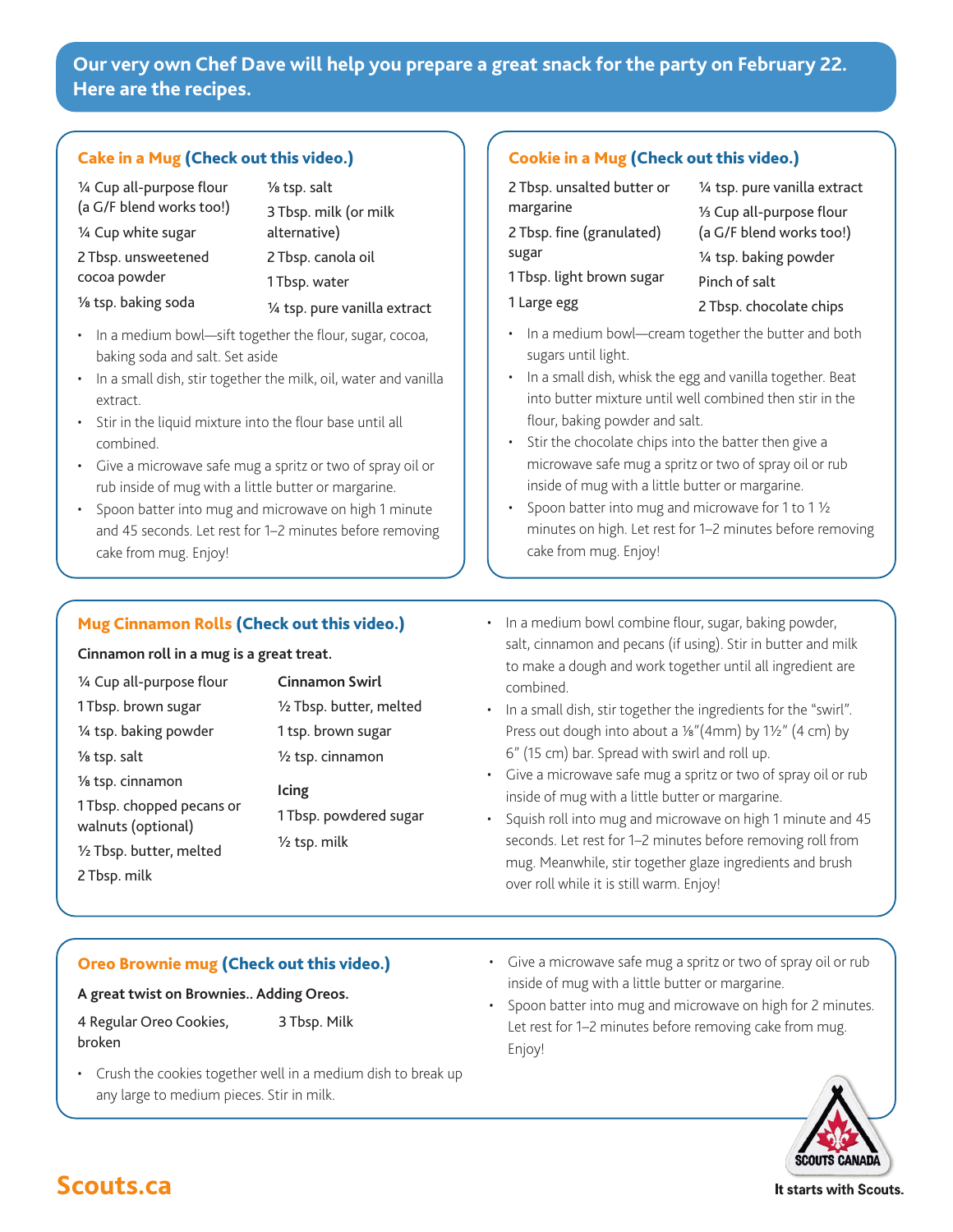**Our very own Chef Dave will help you prepare a great snack for the party on February 22. Here are the recipes.**

## Cake in a Mug (Check out this video.)

¼ Cup all-purpose flour (a G/F blend works too!)

¼ Cup white sugar

2 Tbsp. unsweetened cocoa powder

⅛ tsp. baking soda

⅛ tsp. salt

3 Tbsp. milk (or milk alternative)

2 Tbsp. canola oil

1 Tbsp. water

¼ tsp. pure vanilla extract

- In a medium bowl—sift together the flour, sugar, cocoa, baking soda and salt. Set aside
- In a small dish, stir together the milk, oil, water and vanilla extract.
- Stir in the liquid mixture into the flour base until all combined.
- Give a microwave safe mug a spritz or two of spray oil or rub inside of mug with a little butter or margarine.
- Spoon batter into mug and microwave on high 1 minute and 45 seconds. Let rest for 1–2 minutes before removing cake from mug. Enjoy!

## Cookie in a Mug (Check out this video.)

2 Tbsp. unsalted butter or margarine

2 Tbsp. fine (granulated) sugar

1 Tbsp. light brown sugar

1 Large egg

¼ tsp. pure vanilla extract

⅓ Cup all-purpose flour (a G/F blend works too!)

¼ tsp. baking powder

Pinch of salt

2 Tbsp. chocolate chips

- In a medium bowl—cream together the butter and both sugars until light.
- In a small dish, whisk the egg and vanilla together. Beat into butter mixture until well combined then stir in the flour, baking powder and salt.
- Stir the chocolate chips into the batter then give a microwave safe mug a spritz or two of spray oil or rub inside of mug with a little butter or margarine.
- Spoon batter into mug and microwave for 1 to 1 ½ minutes on high. Let rest for 1–2 minutes before removing cake from mug. Enjoy!

## Mug Cinnamon Rolls (Check out this video.)

**Cinnamon roll in a mug is a great treat.**

¼ Cup all-purpose flour

1 Tbsp. brown sugar

¼ tsp. baking powder

⅛ tsp. salt

⅛ tsp. cinnamon

1 Tbsp. chopped pecans or walnuts (optional)

½ Tbsp. butter, melted

2 Tbsp. milk

**Cinnamon Swirl**

½ Tbsp. butter, melted

1 tsp. brown sugar

½ tsp. cinnamon

**Icing**

1 Tbsp. powdered sugar

½ tsp. milk

- In a medium bowl combine flour, sugar, baking powder, salt, cinnamon and pecans (if using). Stir in butter and milk to make a dough and work together until all ingredient are combined.
- In a small dish, stir together the ingredients for the "swirl". Press out dough into about a ⅛"(4mm) by 1½" (4 cm) by 6" (15 cm) bar. Spread with swirl and roll up.
- Give a microwave safe mug a spritz or two of spray oil or rub inside of mug with a little butter or margarine.
- Squish roll into mug and microwave on high 1 minute and 45 seconds. Let rest for 1–2 minutes before removing roll from mug. Meanwhile, stir together glaze ingredients and brush over roll while it is still warm. Enjoy!

## Oreo Brownie mug (Check out this video.)

**A great twist on Brownies.. Adding Oreos.**

4 Regular Oreo Cookies, broken

3 Tbsp. Milk

- Crush the cookies together well in a medium dish to break up any large to medium pieces. Stir in milk.
- Give a microwave safe mug a spritz or two of spray oil or rub inside of mug with a little butter or margarine.
- Spoon batter into mug and microwave on high for 2 minutes. Let rest for 1–2 minutes before removing cake from mug. Enjoy!

Scouts.ca

SCOUTS CANADA

It starts with Scouts.